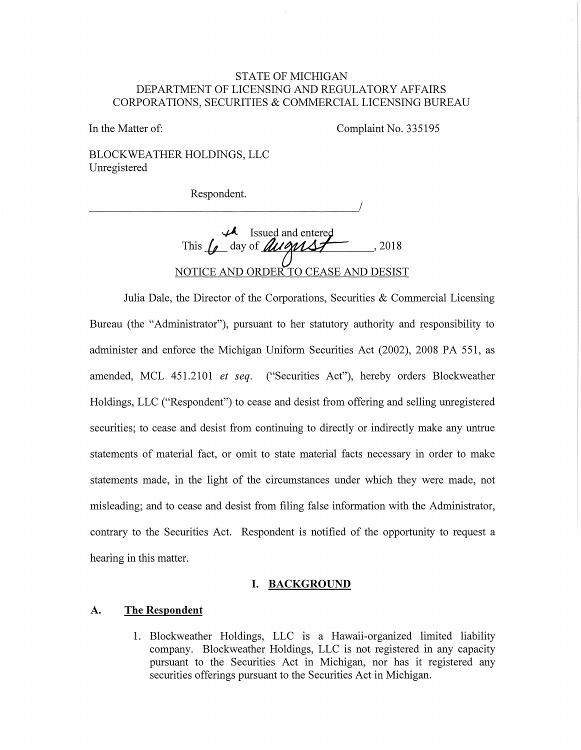STATE OF MICHIGAN
DEPARTMENT OF LICENSING AND REGULATORY AFFAIRS
CORPORATIONS, SECURITIES & COMMERCIAL LICENSING BUREAU

In the Matter of: Complaint No. 335195

BLOCKWEATHER HOLDINGS, LLC
Unregistered

Respondent.

______________________________________________/

Issued and entered
This 6th day of August, 2018

NOTICE AND ORDER TO CEASE AND DESIST

Julia Dale, the Director of the Corporations, Securities & Commercial Licensing Bureau (the "Administrator"), pursuant to her statutory authority and responsibility to administer and enforce the Michigan Uniform Securities Act (2002), 2008 PA 551, as amended, MCL 451.2101 *et seq.* ("Securities Act"), hereby orders Blockweather Holdings, LLC ("Respondent") to cease and desist from offering and selling unregistered securities; to cease and desist from continuing to directly or indirectly make any untrue statements of material fact, or omit to state material facts necessary in order to make statements made, in the light of the circumstances under which they were made, not misleading; and to cease and desist from filing false information with the Administrator, contrary to the Securities Act. Respondent is notified of the opportunity to request a hearing in this matter.

## I. BACKGROUND

### A. The Respondent

1. Blockweather Holdings, LLC is a Hawaii-organized limited liability company. Blockweather Holdings, LLC is not registered in any capacity pursuant to the Securities Act in Michigan, nor has it registered any securities offerings pursuant to the Securities Act in Michigan.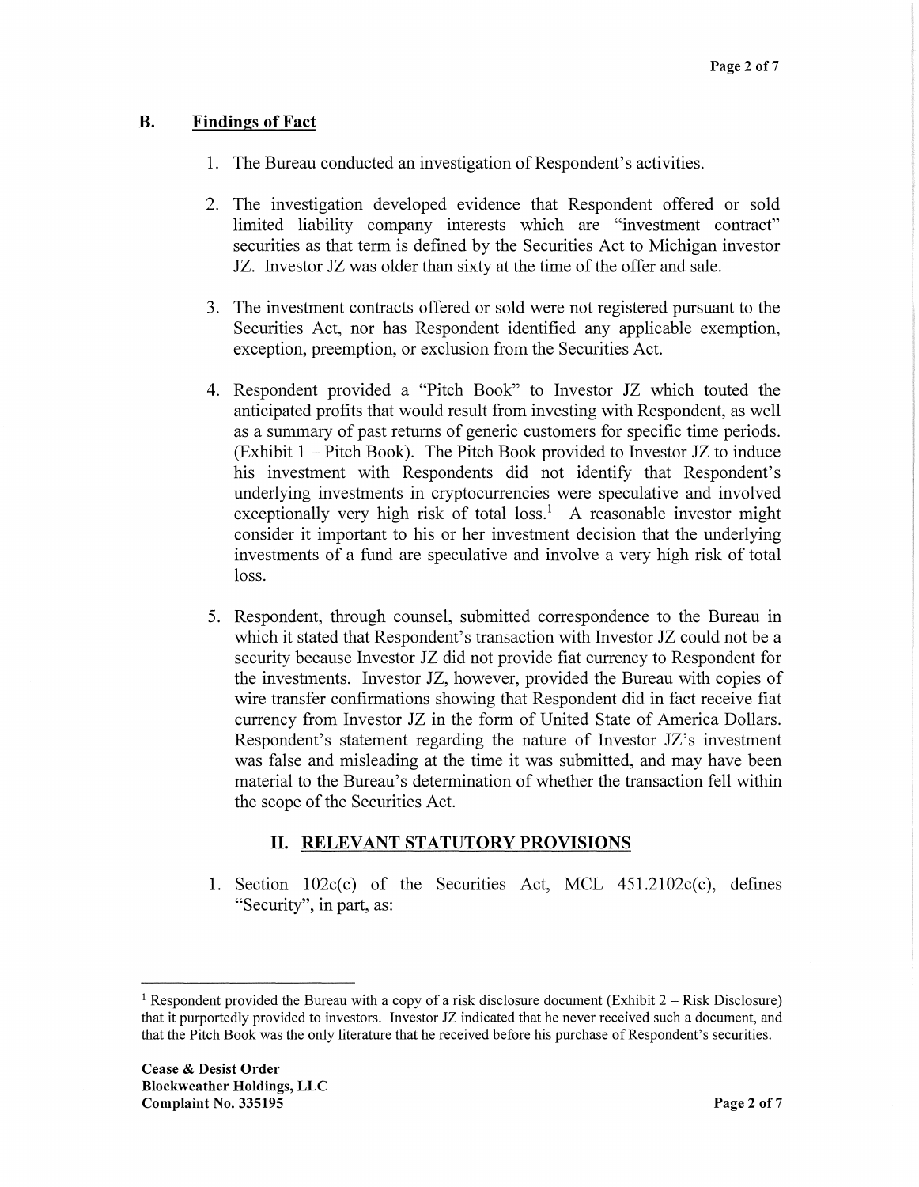## B. Findings of Fact

1. The Bureau conducted an investigation of Respondent's activities.

2. The investigation developed evidence that Respondent offered or sold limited liability company interests which are "investment contract" securities as that term is defined by the Securities Act to Michigan investor JZ. Investor JZ was older than sixty at the time of the offer and sale.

3. The investment contracts offered or sold were not registered pursuant to the Securities Act, nor has Respondent identified any applicable exemption, exception, preemption, or exclusion from the Securities Act.

4. Respondent provided a "Pitch Book" to Investor JZ which touted the anticipated profits that would result from investing with Respondent, as well as a summary of past returns of generic customers for specific time periods. (Exhibit 1 – Pitch Book). The Pitch Book provided to Investor JZ to induce his investment with Respondents did not identify that Respondent's underlying investments in cryptocurrencies were speculative and involved exceptionally very high risk of total loss.[1] A reasonable investor might consider it important to his or her investment decision that the underlying investments of a fund are speculative and involve a very high risk of total loss.

5. Respondent, through counsel, submitted correspondence to the Bureau in which it stated that Respondent's transaction with Investor JZ could not be a security because Investor JZ did not provide fiat currency to Respondent for the investments. Investor JZ, however, provided the Bureau with copies of wire transfer confirmations showing that Respondent did in fact receive fiat currency from Investor JZ in the form of United State of America Dollars. Respondent's statement regarding the nature of Investor JZ's investment was false and misleading at the time it was submitted, and may have been material to the Bureau's determination of whether the transaction fell within the scope of the Securities Act.

## II. RELEVANT STATUTORY PROVISIONS

1. Section 102c(c) of the Securities Act, MCL 451.2102c(c), defines "Security", in part, as:

---

[1] Respondent provided the Bureau with a copy of a risk disclosure document (Exhibit 2 – Risk Disclosure) that it purportedly provided to investors. Investor JZ indicated that he never received such a document, and that the Pitch Book was the only literature that he received before his purchase of Respondent's securities.

**Cease & Desist Order**
**Blockweather Holdings, LLC**
**Complaint No. 335195**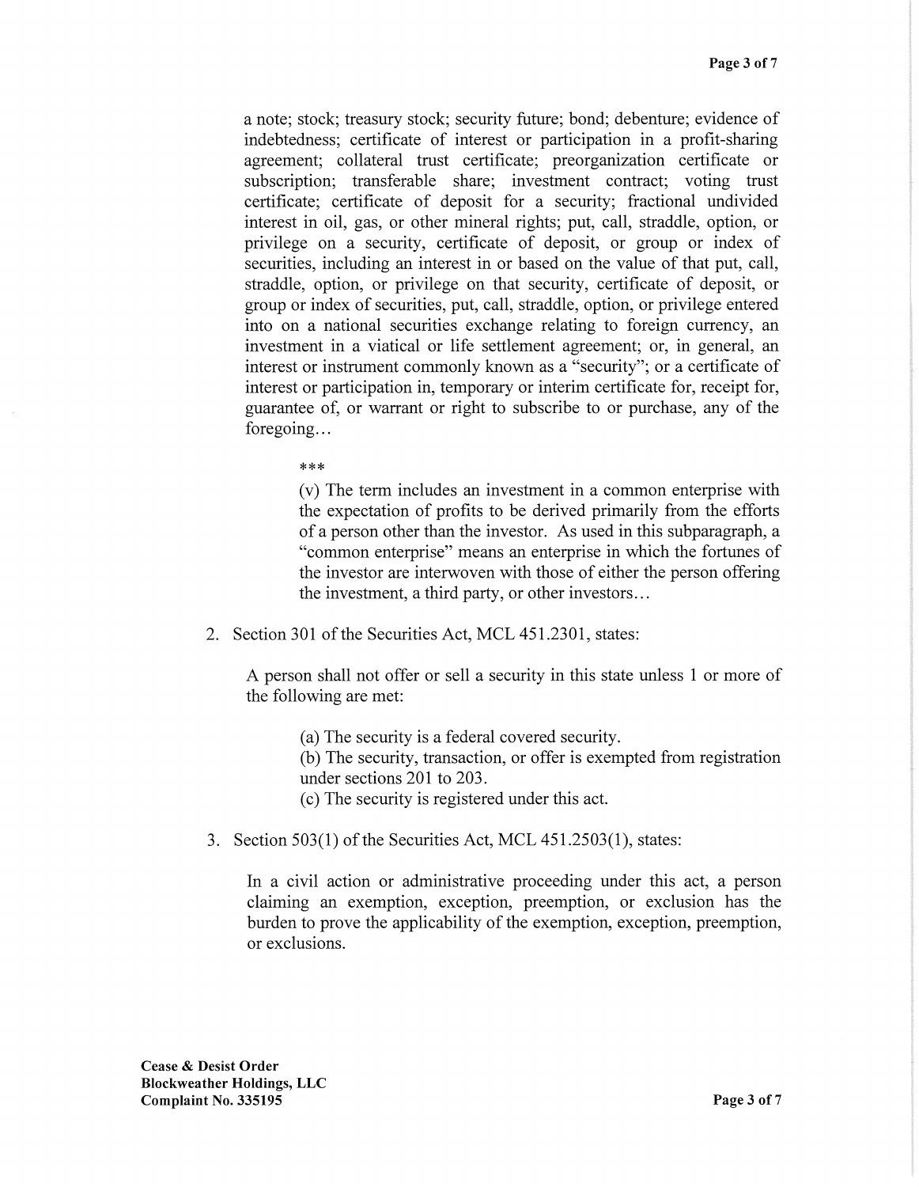a note; stock; treasury stock; security future; bond; debenture; evidence of indebtedness; certificate of interest or participation in a profit-sharing agreement; collateral trust certificate; preorganization certificate or subscription; transferable share; investment contract; voting trust certificate; certificate of deposit for a security; fractional undivided interest in oil, gas, or other mineral rights; put, call, straddle, option, or privilege on a security, certificate of deposit, or group or index of securities, including an interest in or based on the value of that put, call, straddle, option, or privilege on that security, certificate of deposit, or group or index of securities, put, call, straddle, option, or privilege entered into on a national securities exchange relating to foreign currency, an investment in a viatical or life settlement agreement; or, in general, an interest or instrument commonly known as a "security"; or a certificate of interest or participation in, temporary or interim certificate for, receipt for, guarantee of, or warrant or right to subscribe to or purchase, any of the foregoing…

> ***
>
> (v) The term includes an investment in a common enterprise with the expectation of profits to be derived primarily from the efforts of a person other than the investor. As used in this subparagraph, a "common enterprise" means an enterprise in which the fortunes of the investor are interwoven with those of either the person offering the investment, a third party, or other investors…

2. Section 301 of the Securities Act, MCL 451.2301, states:

   A person shall not offer or sell a security in this state unless 1 or more of the following are met:

   > (a) The security is a federal covered security.
   > (b) The security, transaction, or offer is exempted from registration under sections 201 to 203.
   > (c) The security is registered under this act.

3. Section 503(1) of the Securities Act, MCL 451.2503(1), states:

   In a civil action or administrative proceeding under this act, a person claiming an exemption, exception, preemption, or exclusion has the burden to prove the applicability of the exemption, exception, preemption, or exclusions.

**Cease & Desist Order**
**Blockweather Holdings, LLC**
**Complaint No. 335195**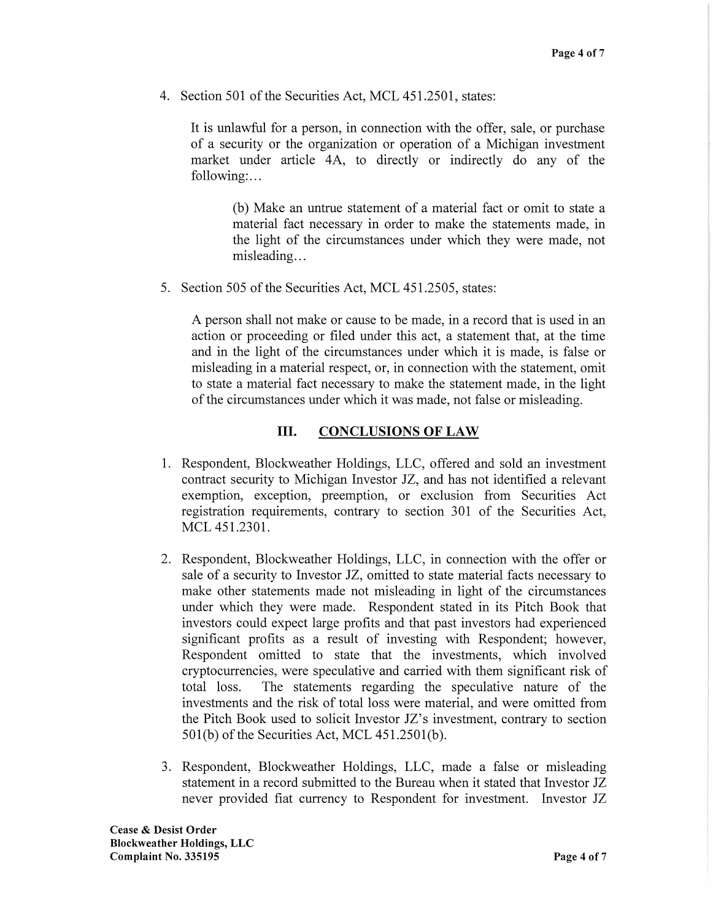4. Section 501 of the Securities Act, MCL 451.2501, states:

   It is unlawful for a person, in connection with the offer, sale, or purchase of a security or the organization or operation of a Michigan investment market under article 4A, to directly or indirectly do any of the following:...

   > (b) Make an untrue statement of a material fact or omit to state a material fact necessary in order to make the statements made, in the light of the circumstances under which they were made, not misleading...

5. Section 505 of the Securities Act, MCL 451.2505, states:

   A person shall not make or cause to be made, in a record that is used in an action or proceeding or filed under this act, a statement that, at the time and in the light of the circumstances under which it is made, is false or misleading in a material respect, or, in connection with the statement, omit to state a material fact necessary to make the statement made, in the light of the circumstances under which it was made, not false or misleading.

## III. CONCLUSIONS OF LAW

1. Respondent, Blockweather Holdings, LLC, offered and sold an investment contract security to Michigan Investor JZ, and has not identified a relevant exemption, exception, preemption, or exclusion from Securities Act registration requirements, contrary to section 301 of the Securities Act, MCL 451.2301.

2. Respondent, Blockweather Holdings, LLC, in connection with the offer or sale of a security to Investor JZ, omitted to state material facts necessary to make other statements made not misleading in light of the circumstances under which they were made. Respondent stated in its Pitch Book that investors could expect large profits and that past investors had experienced significant profits as a result of investing with Respondent; however, Respondent omitted to state that the investments, which involved cryptocurrencies, were speculative and carried with them significant risk of total loss. The statements regarding the speculative nature of the investments and the risk of total loss were material, and were omitted from the Pitch Book used to solicit Investor JZ's investment, contrary to section 501(b) of the Securities Act, MCL 451.2501(b).

3. Respondent, Blockweather Holdings, LLC, made a false or misleading statement in a record submitted to the Bureau when it stated that Investor JZ never provided fiat currency to Respondent for investment. Investor JZ

**Cease & Desist Order**
**Blockweather Holdings, LLC**
**Complaint No. 335195**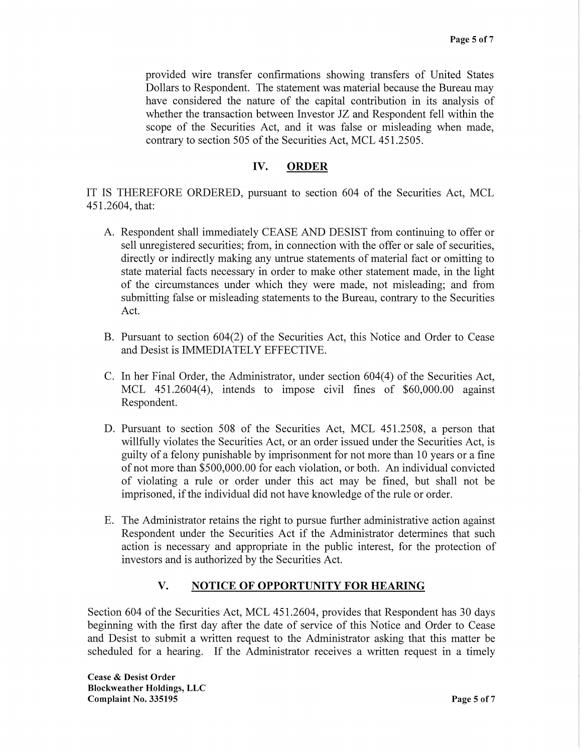provided wire transfer confirmations showing transfers of United States Dollars to Respondent. The statement was material because the Bureau may have considered the nature of the capital contribution in its analysis of whether the transaction between Investor JZ and Respondent fell within the scope of the Securities Act, and it was false or misleading when made, contrary to section 505 of the Securities Act, MCL 451.2505.

## IV. ORDER

IT IS THEREFORE ORDERED, pursuant to section 604 of the Securities Act, MCL 451.2604, that:

A. Respondent shall immediately CEASE AND DESIST from continuing to offer or sell unregistered securities; from, in connection with the offer or sale of securities, directly or indirectly making any untrue statements of material fact or omitting to state material facts necessary in order to make other statement made, in the light of the circumstances under which they were made, not misleading; and from submitting false or misleading statements to the Bureau, contrary to the Securities Act.

B. Pursuant to section 604(2) of the Securities Act, this Notice and Order to Cease and Desist is IMMEDIATELY EFFECTIVE.

C. In her Final Order, the Administrator, under section 604(4) of the Securities Act, MCL 451.2604(4), intends to impose civil fines of $60,000.00 against Respondent.

D. Pursuant to section 508 of the Securities Act, MCL 451.2508, a person that willfully violates the Securities Act, or an order issued under the Securities Act, is guilty of a felony punishable by imprisonment for not more than 10 years or a fine of not more than $500,000.00 for each violation, or both. An individual convicted of violating a rule or order under this act may be fined, but shall not be imprisoned, if the individual did not have knowledge of the rule or order.

E. The Administrator retains the right to pursue further administrative action against Respondent under the Securities Act if the Administrator determines that such action is necessary and appropriate in the public interest, for the protection of investors and is authorized by the Securities Act.

## V. NOTICE OF OPPORTUNITY FOR HEARING

Section 604 of the Securities Act, MCL 451.2604, provides that Respondent has 30 days beginning with the first day after the date of service of this Notice and Order to Cease and Desist to submit a written request to the Administrator asking that this matter be scheduled for a hearing. If the Administrator receives a written request in a timely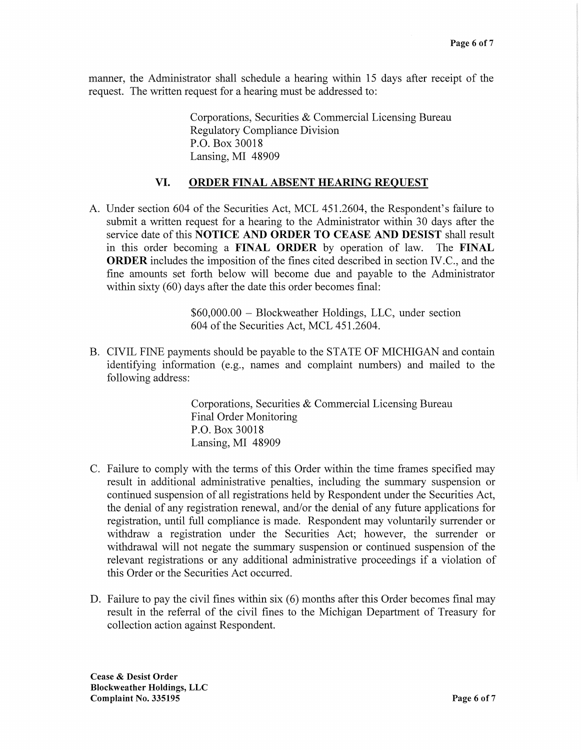manner, the Administrator shall schedule a hearing within 15 days after receipt of the request. The written request for a hearing must be addressed to:

> Corporations, Securities & Commercial Licensing Bureau
> Regulatory Compliance Division
> P.O. Box 30018
> Lansing, MI 48909

## VI. ORDER FINAL ABSENT HEARING REQUEST

A. Under section 604 of the Securities Act, MCL 451.2604, the Respondent's failure to submit a written request for a hearing to the Administrator within 30 days after the service date of this **NOTICE AND ORDER TO CEASE AND DESIST** shall result in this order becoming a **FINAL ORDER** by operation of law. The **FINAL ORDER** includes the imposition of the fines cited described in section IV.C., and the fine amounts set forth below will become due and payable to the Administrator within sixty (60) days after the date this order becomes final:

> $60,000.00 – Blockweather Holdings, LLC, under section 604 of the Securities Act, MCL 451.2604.

B. CIVIL FINE payments should be payable to the STATE OF MICHIGAN and contain identifying information (e.g., names and complaint numbers) and mailed to the following address:

> Corporations, Securities & Commercial Licensing Bureau
> Final Order Monitoring
> P.O. Box 30018
> Lansing, MI 48909

C. Failure to comply with the terms of this Order within the time frames specified may result in additional administrative penalties, including the summary suspension or continued suspension of all registrations held by Respondent under the Securities Act, the denial of any registration renewal, and/or the denial of any future applications for registration, until full compliance is made. Respondent may voluntarily surrender or withdraw a registration under the Securities Act; however, the surrender or withdrawal will not negate the summary suspension or continued suspension of the relevant registrations or any additional administrative proceedings if a violation of this Order or the Securities Act occurred.

D. Failure to pay the civil fines within six (6) months after this Order becomes final may result in the referral of the civil fines to the Michigan Department of Treasury for collection action against Respondent.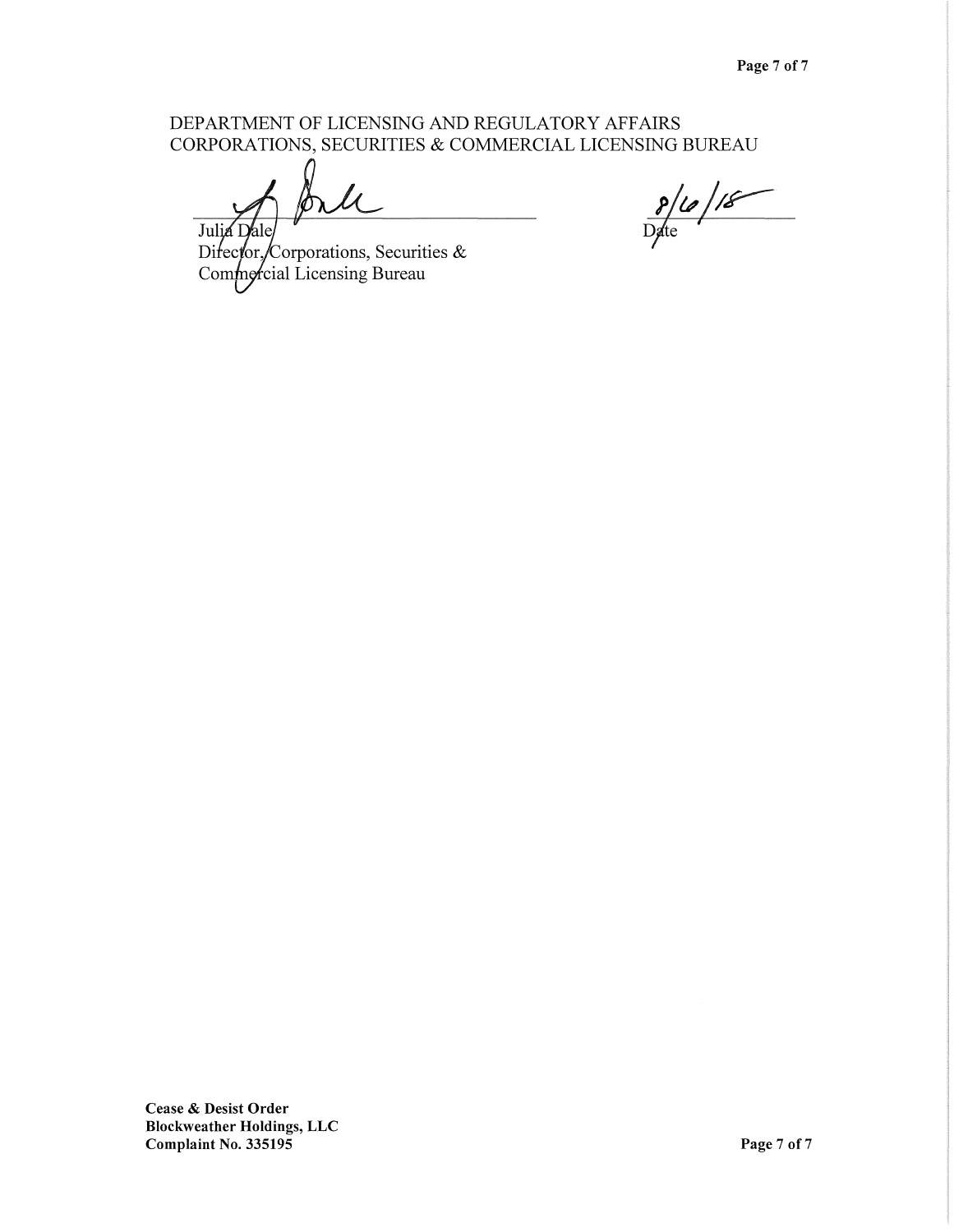DEPARTMENT OF LICENSING AND REGULATORY AFFAIRS
CORPORATIONS, SECURITIES & COMMERCIAL LICENSING BUREAU

Julia Dale
Director, Corporations, Securities &
Commercial Licensing Bureau

8/6/18
Date

**Cease & Desist Order**
**Blockweather Holdings, LLC**
**Complaint No. 335195**